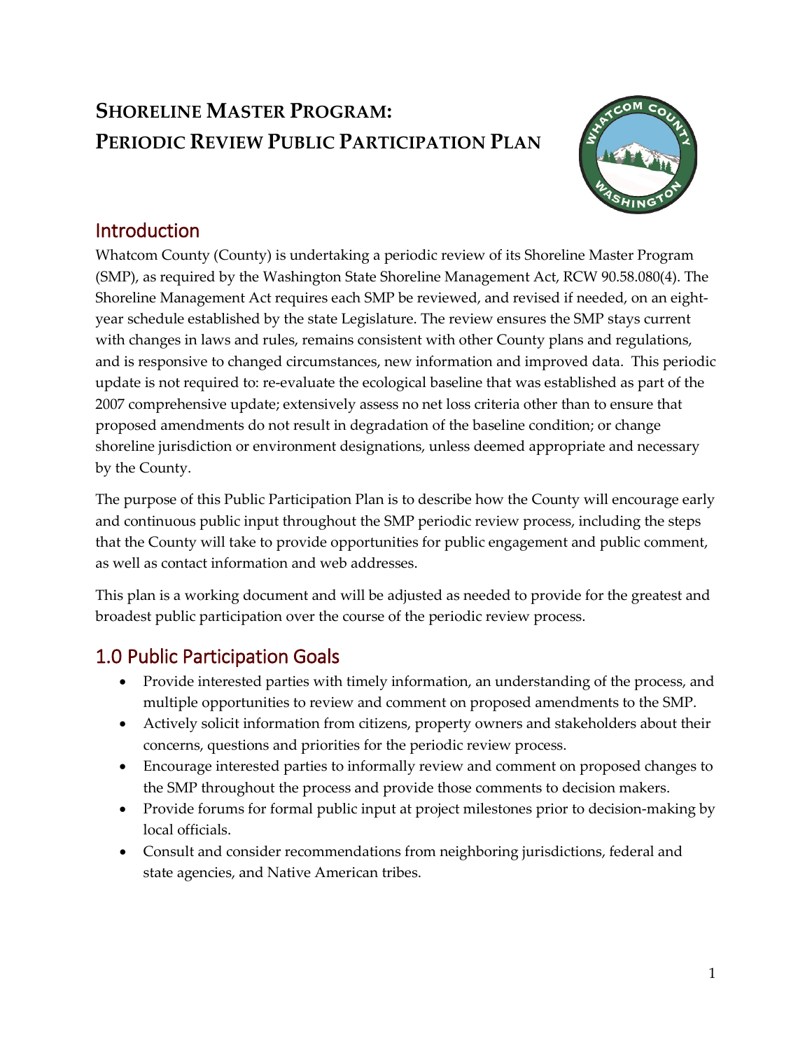# SHORELINE MASTER PROGRAM: PERIODIC REVIEW PUBLIC PARTICIPATION PLAN

## Introduction

Whatcom County (County) is undertaking a periodic review of its Shoreline Master Program (SMP), as required by the Washington State Shoreline Management Act, RCW 90.58.080(4). The Shoreline Management Act requires each SMP be reviewed, and revised if needed, on an eight-year schedule established by the state Legislature. The review ensures the SMP stays current with changes in laws and rules, remains consistent with other County plans and regulations, and is responsive to changed circumstances, new information and improved data. This periodic update is not required to: re-evaluate the ecological baseline that was established as part of the 2007 comprehensive update; extensively assess no net loss criteria other than to ensure that proposed amendments do not result in degradation of the baseline condition; or change shoreline jurisdiction or environment designations, unless deemed appropriate and necessary by the County.

The purpose of this Public Participation Plan is to describe how the County will encourage early and continuous public input throughout the SMP periodic review process, including the steps that the County will take to provide opportunities for public engagement and public comment, as well as contact information and web addresses.

This plan is a working document and will be adjusted as needed to provide for the greatest and broadest public participation over the course of the periodic review process.

## 1.0 Public Participation Goals

- Provide interested parties with timely information, an understanding of the process, and multiple opportunities to review and comment on proposed amendments to the SMP.
- Actively solicit information from citizens, property owners and stakeholders about their concerns, questions and priorities for the periodic review process.
- Encourage interested parties to informally review and comment on proposed changes to the SMP throughout the process and provide those comments to decision makers.
- Provide forums for formal public input at project milestones prior to decision-making by local officials.
- Consult and consider recommendations from neighboring jurisdictions, federal and state agencies, and Native American tribes.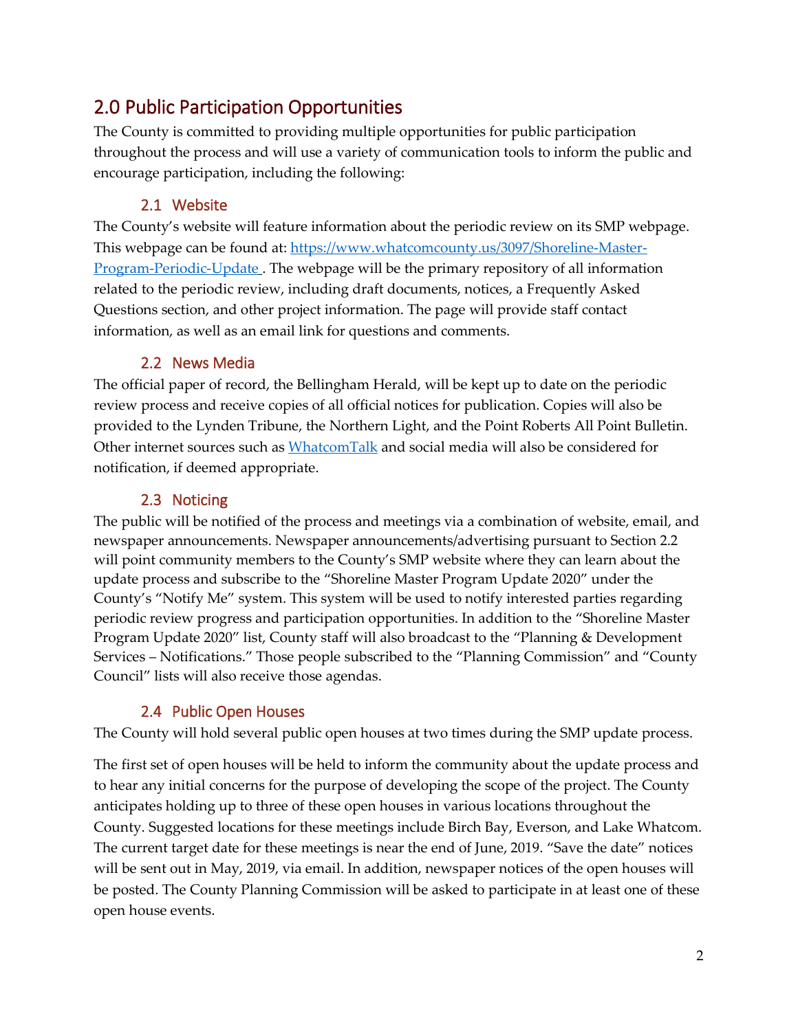## 2.0 Public Participation Opportunities

The County is committed to providing multiple opportunities for public participation throughout the process and will use a variety of communication tools to inform the public and encourage participation, including the following:

### 2.1 Website

The County's website will feature information about the periodic review on its SMP webpage. This webpage can be found at: [https://www.whatcomcounty.us/3097/Shoreline-Master-Program-Periodic-Update](https://www.whatcomcounty.us/3097/Shoreline-Master-Program-Periodic-Update) . The webpage will be the primary repository of all information related to the periodic review, including draft documents, notices, a Frequently Asked Questions section, and other project information. The page will provide staff contact information, as well as an email link for questions and comments.

### 2.2 News Media

The official paper of record, the Bellingham Herald, will be kept up to date on the periodic review process and receive copies of all official notices for publication. Copies will also be provided to the Lynden Tribune, the Northern Light, and the Point Roberts All Point Bulletin. Other internet sources such as WhatcomTalk and social media will also be considered for notification, if deemed appropriate.

### 2.3 Noticing

The public will be notified of the process and meetings via a combination of website, email, and newspaper announcements. Newspaper announcements/advertising pursuant to Section 2.2 will point community members to the County's SMP website where they can learn about the update process and subscribe to the "Shoreline Master Program Update 2020" under the County's "Notify Me" system. This system will be used to notify interested parties regarding periodic review progress and participation opportunities. In addition to the "Shoreline Master Program Update 2020" list, County staff will also broadcast to the "Planning & Development Services – Notifications." Those people subscribed to the "Planning Commission" and "County Council" lists will also receive those agendas.

### 2.4 Public Open Houses

The County will hold several public open houses at two times during the SMP update process.

The first set of open houses will be held to inform the community about the update process and to hear any initial concerns for the purpose of developing the scope of the project. The County anticipates holding up to three of these open houses in various locations throughout the County. Suggested locations for these meetings include Birch Bay, Everson, and Lake Whatcom. The current target date for these meetings is near the end of June, 2019. "Save the date" notices will be sent out in May, 2019, via email. In addition, newspaper notices of the open houses will be posted. The County Planning Commission will be asked to participate in at least one of these open house events.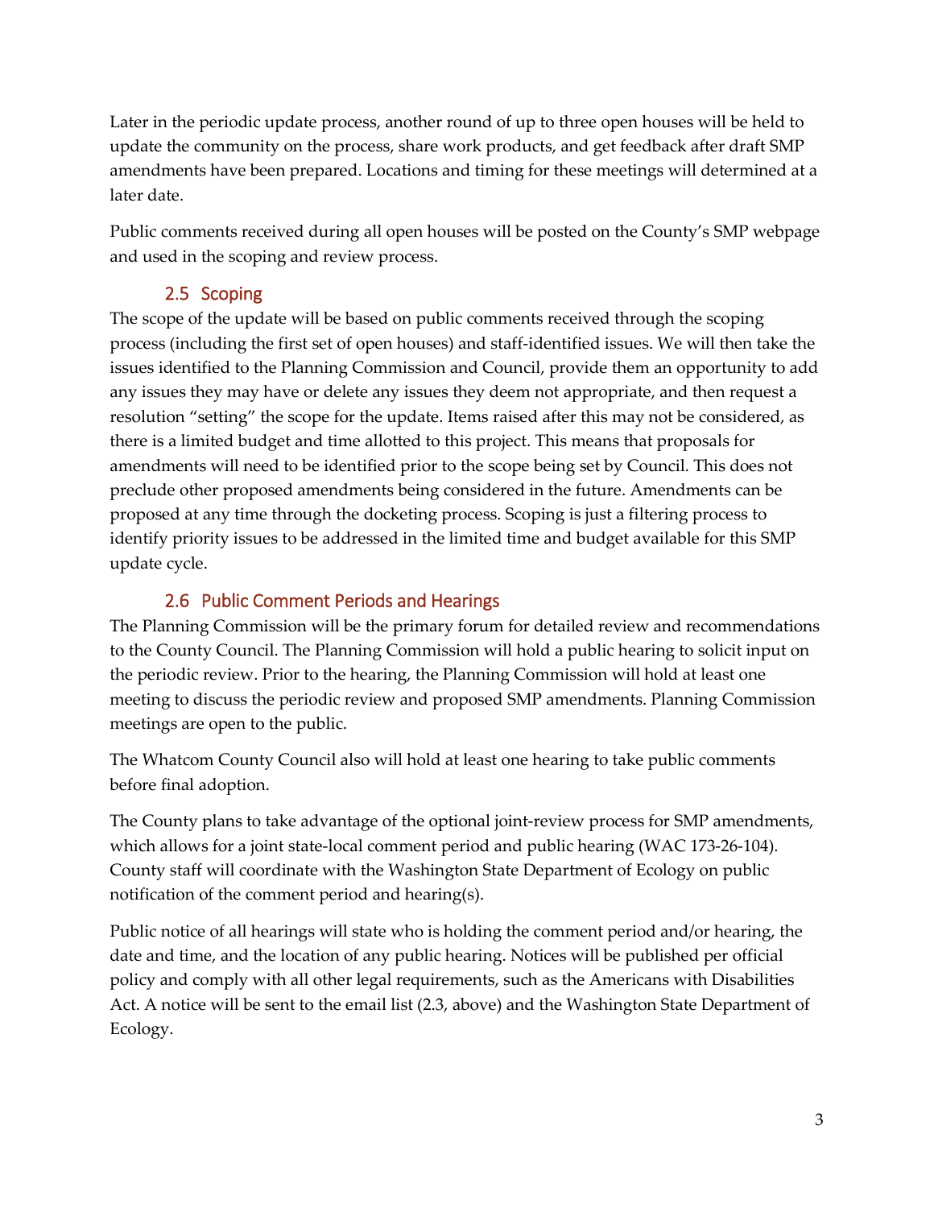Later in the periodic update process, another round of up to three open houses will be held to update the community on the process, share work products, and get feedback after draft SMP amendments have been prepared. Locations and timing for these meetings will determined at a later date.

Public comments received during all open houses will be posted on the County's SMP webpage and used in the scoping and review process.

### 2.5 Scoping

The scope of the update will be based on public comments received through the scoping process (including the first set of open houses) and staff-identified issues. We will then take the issues identified to the Planning Commission and Council, provide them an opportunity to add any issues they may have or delete any issues they deem not appropriate, and then request a resolution "setting" the scope for the update. Items raised after this may not be considered, as there is a limited budget and time allotted to this project. This means that proposals for amendments will need to be identified prior to the scope being set by Council. This does not preclude other proposed amendments being considered in the future. Amendments can be proposed at any time through the docketing process. Scoping is just a filtering process to identify priority issues to be addressed in the limited time and budget available for this SMP update cycle.

### 2.6 Public Comment Periods and Hearings

The Planning Commission will be the primary forum for detailed review and recommendations to the County Council. The Planning Commission will hold a public hearing to solicit input on the periodic review. Prior to the hearing, the Planning Commission will hold at least one meeting to discuss the periodic review and proposed SMP amendments. Planning Commission meetings are open to the public.

The Whatcom County Council also will hold at least one hearing to take public comments before final adoption.

The County plans to take advantage of the optional joint-review process for SMP amendments, which allows for a joint state-local comment period and public hearing (WAC 173-26-104). County staff will coordinate with the Washington State Department of Ecology on public notification of the comment period and hearing(s).

Public notice of all hearings will state who is holding the comment period and/or hearing, the date and time, and the location of any public hearing. Notices will be published per official policy and comply with all other legal requirements, such as the Americans with Disabilities Act. A notice will be sent to the email list (2.3, above) and the Washington State Department of Ecology.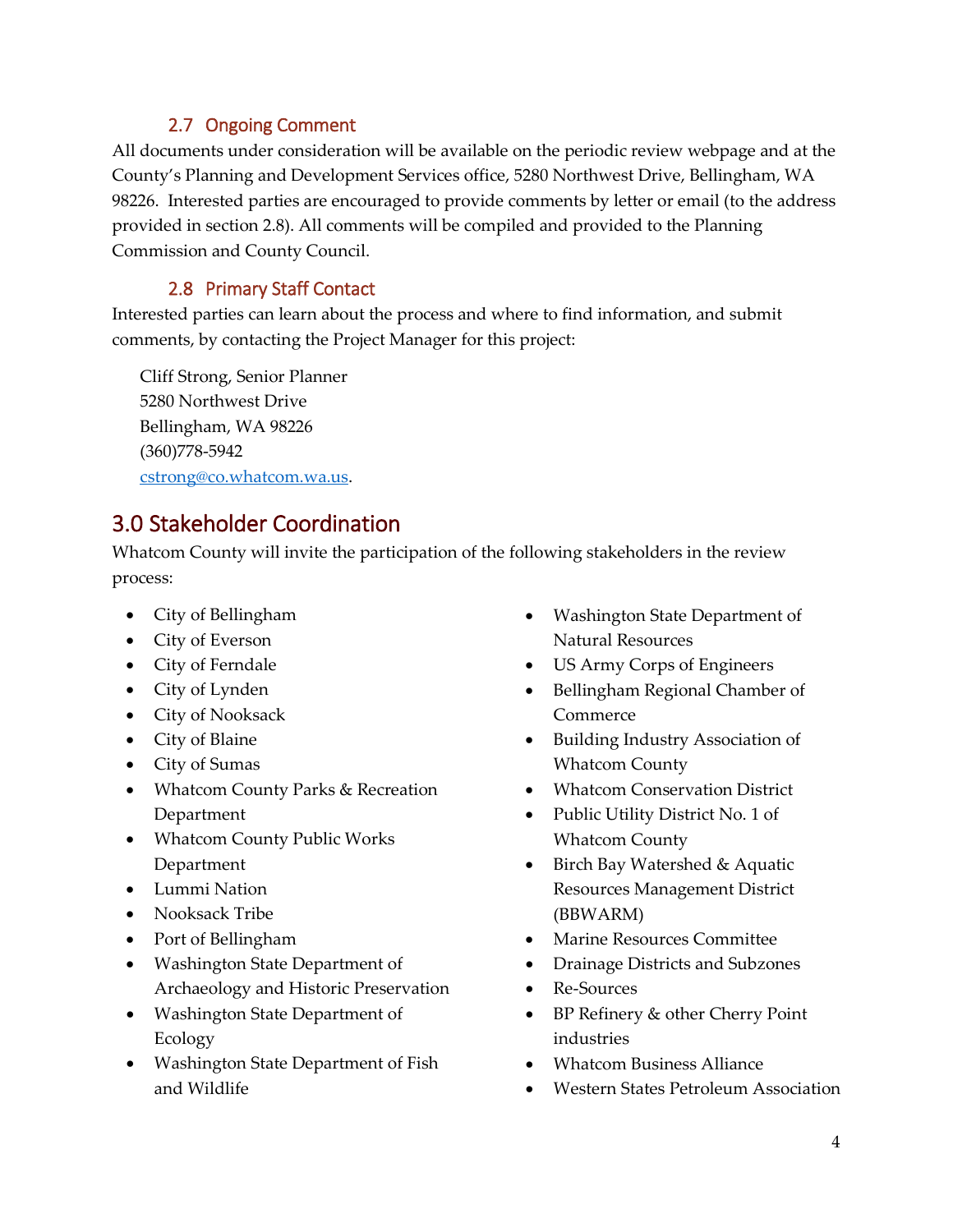### 2.7 Ongoing Comment

All documents under consideration will be available on the periodic review webpage and at the County's Planning and Development Services office, 5280 Northwest Drive, Bellingham, WA 98226. Interested parties are encouraged to provide comments by letter or email (to the address provided in section 2.8). All comments will be compiled and provided to the Planning Commission and County Council.

### 2.8 Primary Staff Contact

Interested parties can learn about the process and where to find information, and submit comments, by contacting the Project Manager for this project:

Cliff Strong, Senior Planner  
5280 Northwest Drive  
Bellingham, WA 98226  
(360)778-5942  
cstrong@co.whatcom.wa.us.

## 3.0 Stakeholder Coordination

Whatcom County will invite the participation of the following stakeholders in the review process:

- City of Bellingham
- City of Everson
- City of Ferndale
- City of Lynden
- City of Nooksack
- City of Blaine
- City of Sumas
- Whatcom County Parks & Recreation Department
- Whatcom County Public Works Department
- Lummi Nation
- Nooksack Tribe
- Port of Bellingham
- Washington State Department of Archaeology and Historic Preservation
- Washington State Department of Ecology
- Washington State Department of Fish and Wildlife
- Washington State Department of Natural Resources
- US Army Corps of Engineers
- Bellingham Regional Chamber of Commerce
- Building Industry Association of Whatcom County
- Whatcom Conservation District
- Public Utility District No. 1 of Whatcom County
- Birch Bay Watershed & Aquatic Resources Management District (BBWARM)
- Marine Resources Committee
- Drainage Districts and Subzones
- Re-Sources
- BP Refinery & other Cherry Point industries
- Whatcom Business Alliance
- Western States Petroleum Association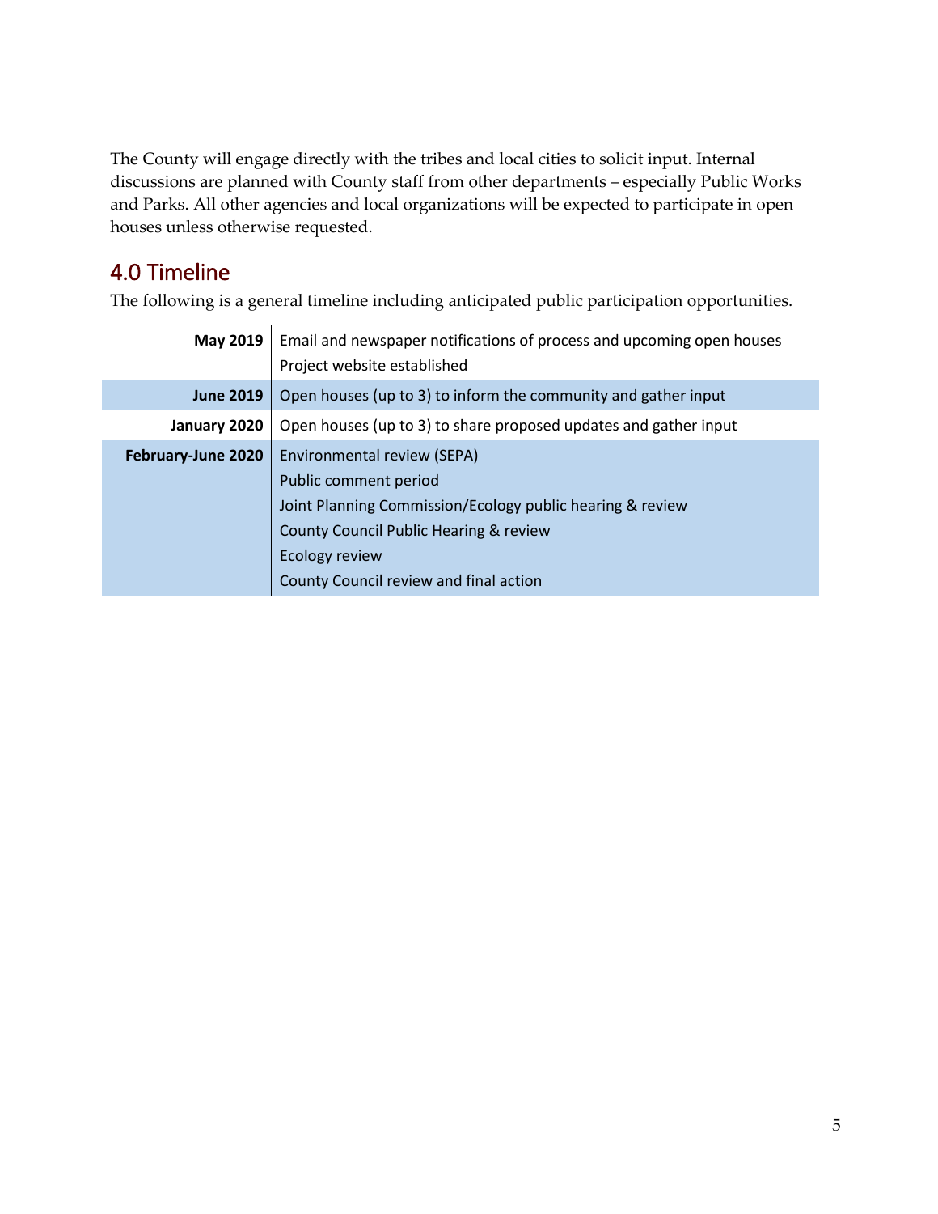The County will engage directly with the tribes and local cities to solicit input. Internal discussions are planned with County staff from other departments – especially Public Works and Parks. All other agencies and local organizations will be expected to participate in open houses unless otherwise requested.

## 4.0 Timeline

The following is a general timeline including anticipated public participation opportunities.

| | |
|---|---|
| **May 2019** | Email and newspaper notifications of process and upcoming open houses<br>Project website established |
| **June 2019** | Open houses (up to 3) to inform the community and gather input |
| **January 2020** | Open houses (up to 3) to share proposed updates and gather input |
| **February-June 2020** | Environmental review (SEPA)<br>Public comment period<br>Joint Planning Commission/Ecology public hearing & review<br>County Council Public Hearing & review<br>Ecology review<br>County Council review and final action |